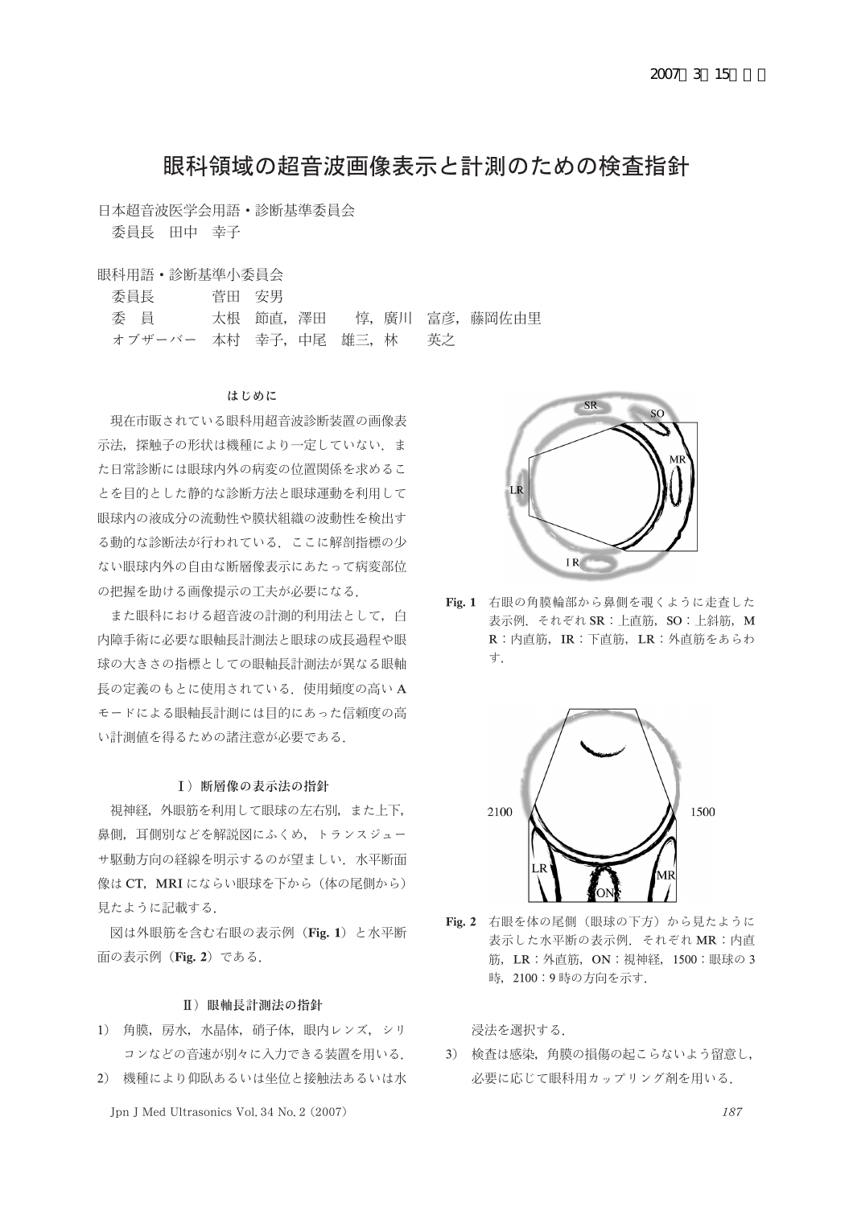2007年3月15日 掲載

# 眼科領域の超音波画像表示と計測のための検査指針

日本超音波医学会用語・診断基準委員会
委員長　田中　幸子

眼科用語・診断基準小委員会
委員長　　　　菅田　安男
委　員　　　　太根　節直，澤田　　惇，廣川　富彦，藤岡佐由里
オブザーバー　本村　幸子，中尾　雄三，林　　英之

### はじめに

現在市販されている眼科用超音波診断装置の画像表示法，探触子の形状は機種により一定していない．また日常診断には眼球内外の病変の位置関係を求めることを目的とした静的な診断方法と眼球運動を利用して眼球内の液成分の流動性や膜状組織の波動性を検出する動的な診断法が行われている．ここに解剖指標の少ない眼球内外の自由な断層像表示にあたって病変部位の把握を助ける画像提示の工夫が必要になる．

また眼科における超音波の計測的利用法として，白内障手術に必要な眼軸長計測法と眼球の成長過程や眼球の大きさの指標としての眼軸長計測法が異なる眼軸長の定義のもとに使用されている．使用頻度の高いAモードによる眼軸長計測には目的にあった信頼度の高い計測値を得るための諸注意が必要である．

### Ⅰ）断層像の表示法の指針

視神経，外眼筋を利用して眼球の左右別，また上下，鼻側，耳側別などを解説図にふくめ，トランスジューサ駆動方向の経線を明示するのが望ましい．水平断面像は**CT**，**MRI**にならい眼球を下から（体の尾側から）見たように記載する．

図は外眼筋を含む右眼の表示例（**Fig. 1**）と水平断面の表示例（**Fig. 2**）である．

**Fig. 1**　右眼の角膜輪部から鼻側を覗くように走査した表示例．それぞれ**SR**：上直筋，**SO**：上斜筋，**MR**：内直筋，**IR**：下直筋，**LR**：外直筋をあらわす．

**Fig. 2**　右眼を体の尾側（眼球の下方）から見たように表示した水平断の表示例．それぞれ**MR**：内直筋，**LR**：外直筋，**ON**：視神経，1500：眼球の3時，2100：9時の方向を示す．

### Ⅱ）眼軸長計測法の指針

1）角膜，房水，水晶体，硝子体，眼内レンズ，シリコンなどの音速が別々に入力できる装置を用いる．
2）機種により仰臥あるいは坐位と接触法あるいは水浸法を選択する．
3）検査は感染，角膜の損傷の起こらないよう留意し，必要に応じて眼科用カップリング剤を用いる．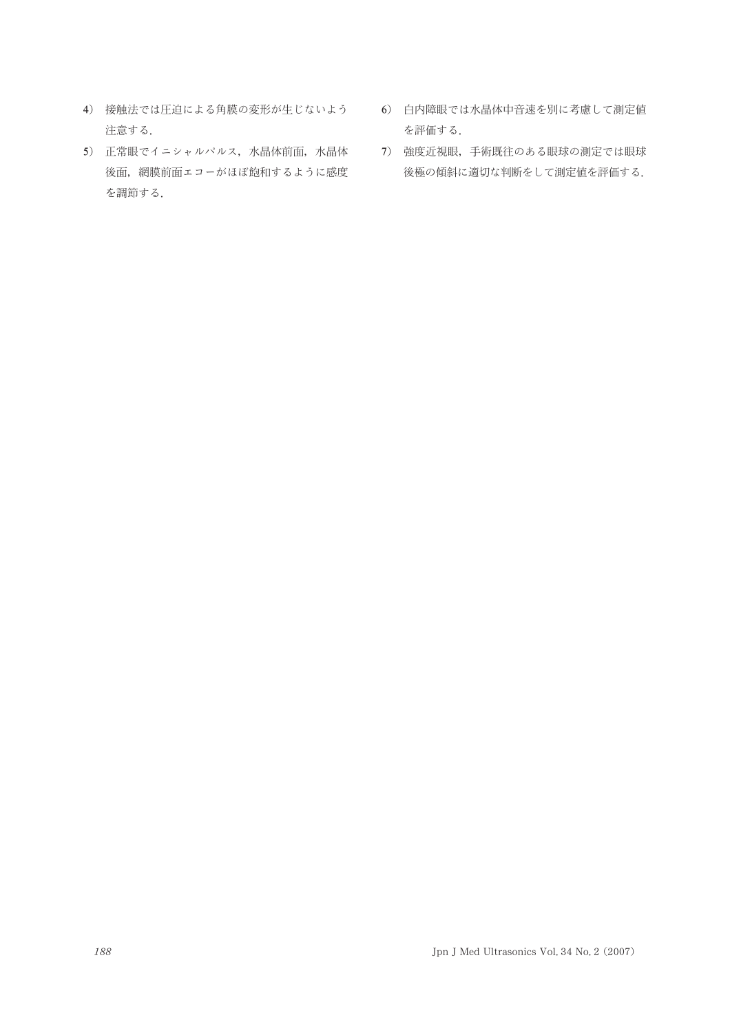4) 接触法では圧迫による角膜の変形が生じないよう注意する.

5) 正常眼でイニシャルパルス，水晶体前面，水晶体後面，網膜前面エコーがほぼ飽和するように感度を調節する.

6) 白内障眼では水晶体中音速を別に考慮して測定値を評価する.

7) 強度近視眼，手術既往のある眼球の測定では眼球後極の傾斜に適切な判断をして測定値を評価する.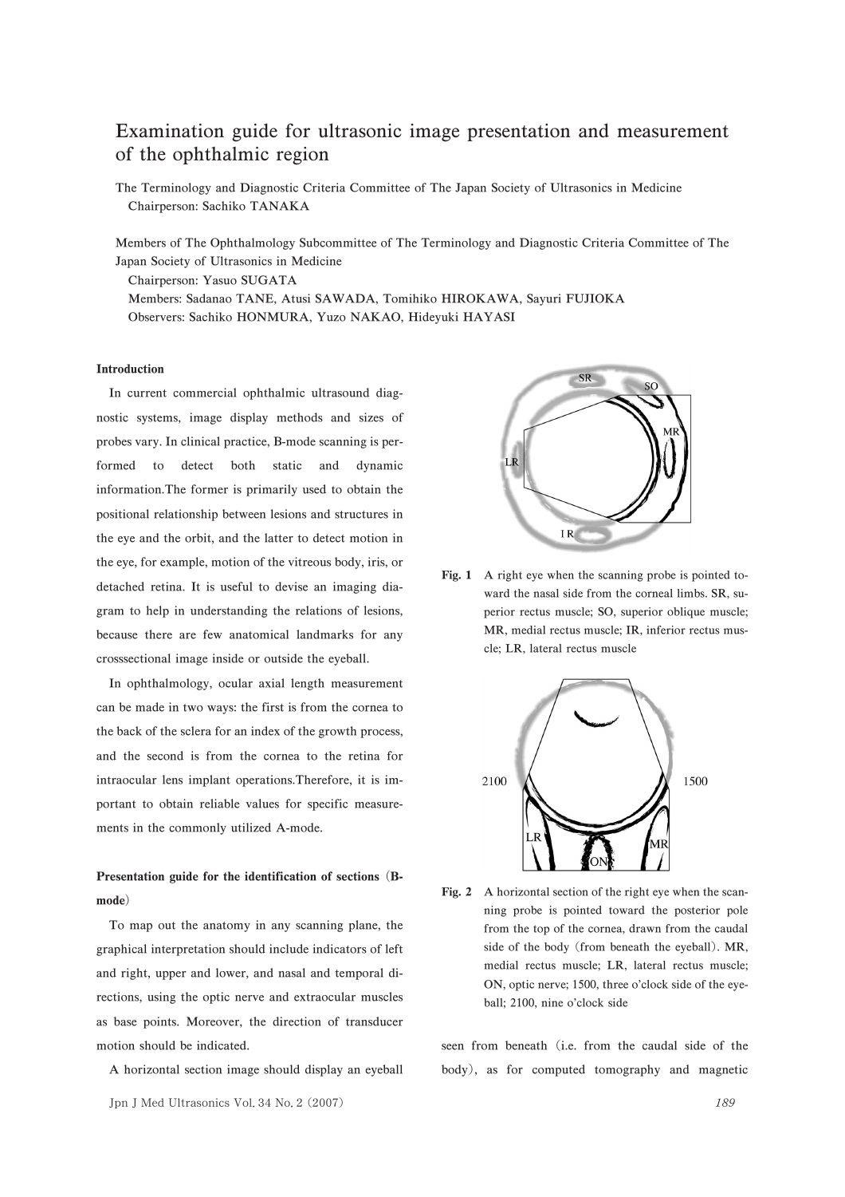# Examination guide for ultrasonic image presentation and measurement of the ophthalmic region

The Terminology and Diagnostic Criteria Committee of The Japan Society of Ultrasonics in Medicine
Chairperson: Sachiko TANAKA

Members of The Ophthalmology Subcommittee of The Terminology and Diagnostic Criteria Committee of The Japan Society of Ultrasonics in Medicine
Chairperson: Yasuo SUGATA
Members: Sadanao TANE, Atusi SAWADA, Tomihiko HIROKAWA, Sayuri FUJIOKA
Observers: Sachiko HONMURA, Yuzo NAKAO, Hideyuki HAYASI

**Introduction**

In current commercial ophthalmic ultrasound diagnostic systems, image display methods and sizes of probes vary. In clinical practice, B-mode scanning is performed to detect both static and dynamic information.The former is primarily used to obtain the positional relationship between lesions and structures in the eye and the orbit, and the latter to detect motion in the eye, for example, motion of the vitreous body, iris, or detached retina. It is useful to devise an imaging diagram to help in understanding the relations of lesions, because there are few anatomical landmarks for any crosssectional image inside or outside the eyeball.

In ophthalmology, ocular axial length measurement can be made in two ways: the first is from the cornea to the back of the sclera for an index of the growth process, and the second is from the cornea to the retina for intraocular lens implant operations.Therefore, it is important to obtain reliable values for specific measurements in the commonly utilized A-mode.

**Presentation guide for the identification of sections (B-mode)**

To map out the anatomy in any scanning plane, the graphical interpretation should include indicators of left and right, upper and lower, and nasal and temporal directions, using the optic nerve and extraocular muscles as base points. Moreover, the direction of transducer motion should be indicated.

A horizontal section image should display an eyeball seen from beneath (i.e. from the caudal side of the body), as for computed tomography and magnetic

SR
SO
MR
LR
IR

**Fig. 1** A right eye when the scanning probe is pointed toward the nasal side from the corneal limbs. SR, superior rectus muscle; SO, superior oblique muscle; MR, medial rectus muscle; IR, inferior rectus muscle; LR, lateral rectus muscle

2100
1500
LR
MR
ON

**Fig. 2** A horizontal section of the right eye when the scanning probe is pointed toward the posterior pole from the top of the cornea, drawn from the caudal side of the body (from beneath the eyeball). MR, medial rectus muscle; LR, lateral rectus muscle; ON, optic nerve; 1500, three o'clock side of the eyeball; 2100, nine o'clock side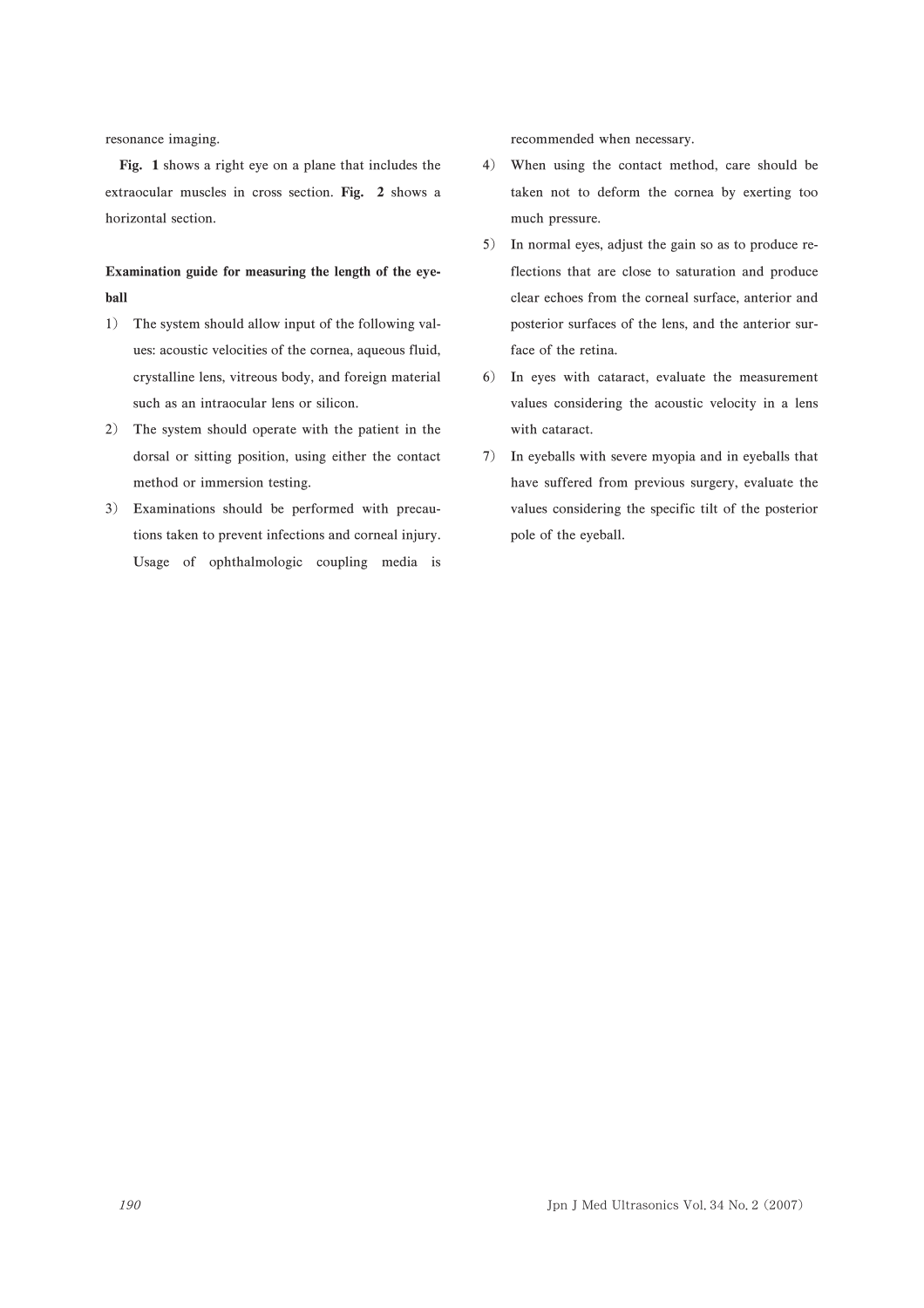resonance imaging.

**Fig. 1** shows a right eye on a plane that includes the extraocular muscles in cross section. **Fig. 2** shows a horizontal section.

**Examination guide for measuring the length of the eyeball**

1) The system should allow input of the following values: acoustic velocities of the cornea, aqueous fluid, crystalline lens, vitreous body, and foreign material such as an intraocular lens or silicon.
2) The system should operate with the patient in the dorsal or sitting position, using either the contact method or immersion testing.
3) Examinations should be performed with precautions taken to prevent infections and corneal injury. Usage of ophthalmologic coupling media is recommended when necessary.
4) When using the contact method, care should be taken not to deform the cornea by exerting too much pressure.
5) In normal eyes, adjust the gain so as to produce reflections that are close to saturation and produce clear echoes from the corneal surface, anterior and posterior surfaces of the lens, and the anterior surface of the retina.
6) In eyes with cataract, evaluate the measurement values considering the acoustic velocity in a lens with cataract.
7) In eyeballs with severe myopia and in eyeballs that have suffered from previous surgery, evaluate the values considering the specific tilt of the posterior pole of the eyeball.